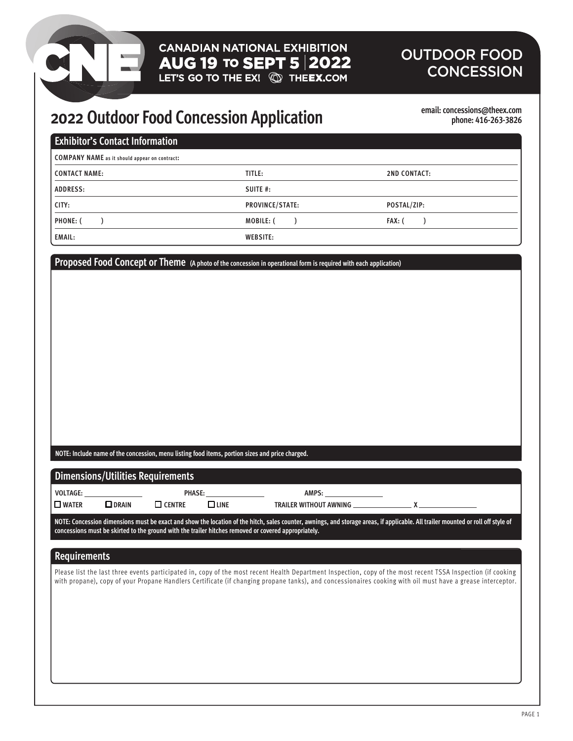CANADIAN NATIONAL EXHIBITION
AUG 19 TO SEPT 5 | 2022
LET'S GO TO THE EX! THEEX.COM

OUTDOOR FOOD CONCESSION

# 2022 Outdoor Food Concession Application

**email: concessions@theex.com**
**phone: 416-263-3826**

## Exhibitor's Contact Information

**COMPANY NAME** as it should appear on contract:

| | | |
|---|---|---|
| CONTACT NAME: | TITLE: | 2ND CONTACT: |
| ADDRESS: | SUITE #: | |
| CITY: | PROVINCE/STATE: | POSTAL/ZIP: |
| PHONE: ( ) | MOBILE: ( ) | FAX: ( ) |
| EMAIL: | WEBSITE: | |

## Proposed Food Concept or Theme (A photo of the concession in operational form is required with each application)

**NOTE: Include name of the concession, menu listing food items, portion sizes and price charged.**

## Dimensions/Utilities Requirements

VOLTAGE: ______ PHASE: ______ AMPS: ______

☐ WATER ☐ DRAIN ☐ CENTRE ☐ LINE TRAILER WITHOUT AWNING ______ X ______

**NOTE: Concession dimensions must be exact and show the location of the hitch, sales counter, awnings, and storage areas, if applicable. All trailer mounted or roll off style of concessions must be skirted to the ground with the trailer hitches removed or covered appropriately.**

## Requirements

Please list the last three events participated in, copy of the most recent Health Department Inspection, copy of the most recent TSSA Inspection (if cooking with propane), copy of your Propane Handlers Certificate (if changing propane tanks), and concessionaires cooking with oil must have a grease interceptor.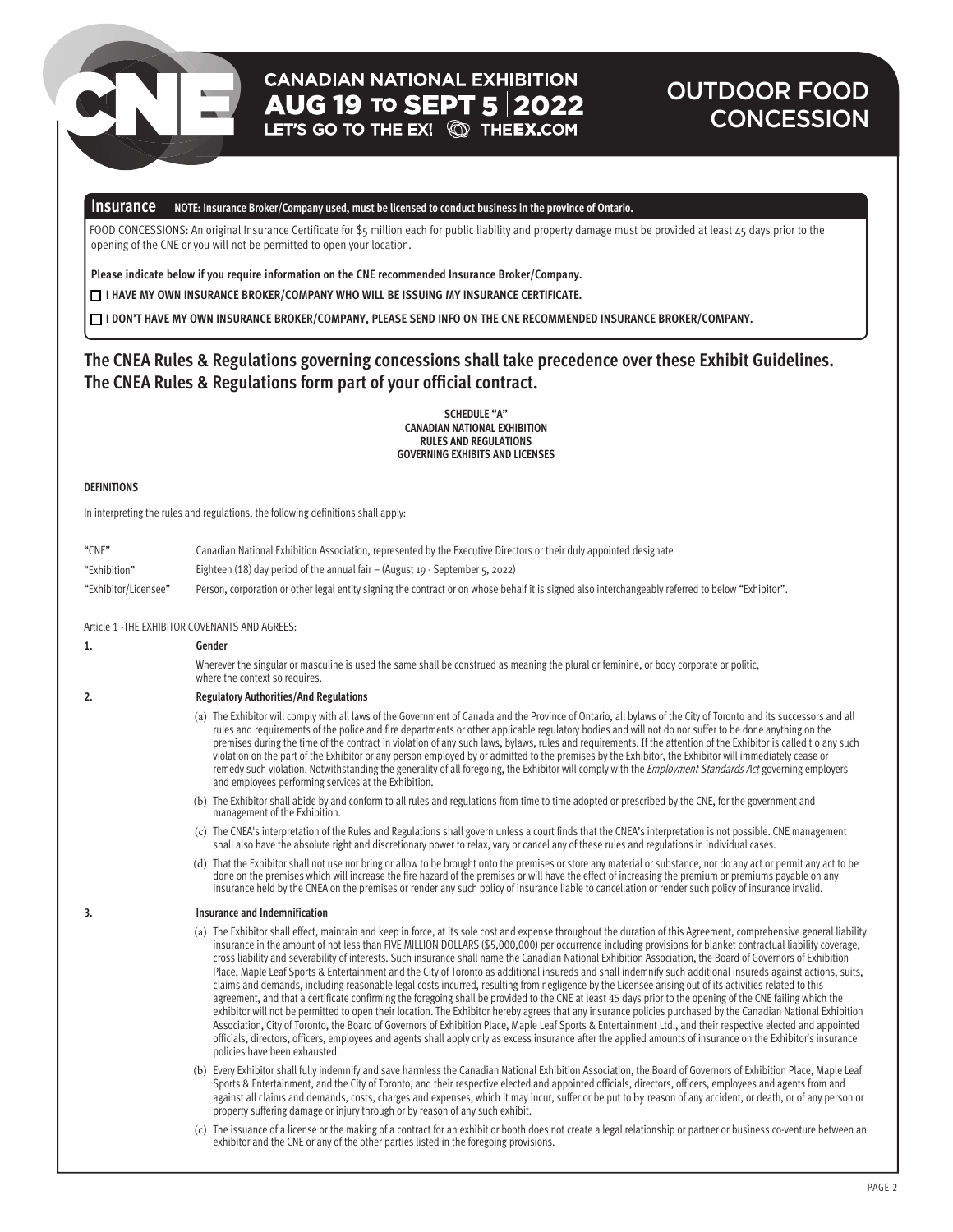# CANADIAN NATIONAL EXHIBITION AUG 19 TO SEPT 5 | 2022

LET'S GO TO THE EX! THEEX.COM

# OUTDOOR FOOD CONCESSION

## Insurance

**NOTE: Insurance Broker/Company used, must be licensed to conduct business in the province of Ontario.**

FOOD CONCESSIONS: An original Insurance Certificate for $5 million each for public liability and property damage must be provided at least 45 days prior to the opening of the CNE or you will not be permitted to open your location.

**Please indicate below if you require information on the CNE recommended Insurance Broker/Company.**

☐ **I HAVE MY OWN INSURANCE BROKER/COMPANY WHO WILL BE ISSUING MY INSURANCE CERTIFICATE.**

☐ **I DON'T HAVE MY OWN INSURANCE BROKER/COMPANY, PLEASE SEND INFO ON THE CNE RECOMMENDED INSURANCE BROKER/COMPANY.**

## The CNEA Rules & Regulations governing concessions shall take precedence over these Exhibit Guidelines. The CNEA Rules & Regulations form part of your official contract.

**SCHEDULE "A"**
**CANADIAN NATIONAL EXHIBITION**
**RULES AND REGULATIONS**
**GOVERNING EXHIBITS AND LICENSES**

**DEFINITIONS**

In interpreting the rules and regulations, the following definitions shall apply:

| | |
|---|---|
| "CNE" | Canadian National Exhibition Association, represented by the Executive Directors or their duly appointed designate |
| "Exhibition" | Eighteen (18) day period of the annual fair – (August 19 - September 5, 2022) |
| "Exhibitor/Licensee" | Person, corporation or other legal entity signing the contract or on whose behalf it is signed also interchangeably referred to below "Exhibitor". |

Article 1 -THE EXHIBITOR COVENANTS AND AGREES:

**1. Gender**

Wherever the singular or masculine is used the same shall be construed as meaning the plural or feminine, or body corporate or politic, where the context so requires.

**2. Regulatory Authorities/And Regulations**

(a) The Exhibitor will comply with all laws of the Government of Canada and the Province of Ontario, all bylaws of the City of Toronto and its successors and all rules and requirements of the police and fire departments or other applicable regulatory bodies and will not do nor suffer to be done anything on the premises during the time of the contract in violation of any such laws, bylaws, rules and requirements. If the attention of the Exhibitor is called t o any such violation on the part of the Exhibitor or any person employed by or admitted to the premises by the Exhibitor, the Exhibitor will immediately cease or remedy such violation. Notwithstanding the generality of all foregoing, the Exhibitor will comply with the *Employment Standards Act* governing employers and employees performing services at the Exhibition.

(b) The Exhibitor shall abide by and conform to all rules and regulations from time to time adopted or prescribed by the CNE, for the government and management of the Exhibition.

(c) The CNEA's interpretation of the Rules and Regulations shall govern unless a court finds that the CNEA's interpretation is not possible. CNE management shall also have the absolute right and discretionary power to relax, vary or cancel any of these rules and regulations in individual cases.

(d) That the Exhibitor shall not use nor bring or allow to be brought onto the premises or store any material or substance, nor do any act or permit any act to be done on the premises which will increase the fire hazard of the premises or will have the effect of increasing the premium or premiums payable on any insurance held by the CNEA on the premises or render any such policy of insurance liable to cancellation or render such policy of insurance invalid.

**3. Insurance and Indemnification**

(a) The Exhibitor shall effect, maintain and keep in force, at its sole cost and expense throughout the duration of this Agreement, comprehensive general liability insurance in the amount of not less than FIVE MILLION DOLLARS ($5,000,000) per occurrence including provisions for blanket contractual liability coverage, cross liability and severability of interests. Such insurance shall name the Canadian National Exhibition Association, the Board of Governors of Exhibition Place, Maple Leaf Sports & Entertainment and the City of Toronto as additional insureds and shall indemnify such additional insureds against actions, suits, claims and demands, including reasonable legal costs incurred, resulting from negligence by the Licensee arising out of its activities related to this agreement, and that a certificate confirming the foregoing shall be provided to the CNE at least 45 days prior to the opening of the CNE failing which the exhibitor will not be permitted to open their location. The Exhibitor hereby agrees that any insurance policies purchased by the Canadian National Exhibition Association, City of Toronto, the Board of Governors of Exhibition Place, Maple Leaf Sports & Entertainment Ltd., and their respective elected and appointed officials, directors, officers, employees and agents shall apply only as excess insurance after the applied amounts of insurance on the Exhibitor's insurance policies have been exhausted.

(b) Every Exhibitor shall fully indemnify and save harmless the Canadian National Exhibition Association, the Board of Governors of Exhibition Place, Maple Leaf Sports & Entertainment, and the City of Toronto, and their respective elected and appointed officials, directors, officers, employees and agents from and against all claims and demands, costs, charges and expenses, which it may incur, suffer or be put to by reason of any accident, or death, or of any person or property suffering damage or injury through or by reason of any such exhibit.

(c) The issuance of a license or the making of a contract for an exhibit or booth does not create a legal relationship or partner or business co-venture between an exhibitor and the CNE or any of the other parties listed in the foregoing provisions.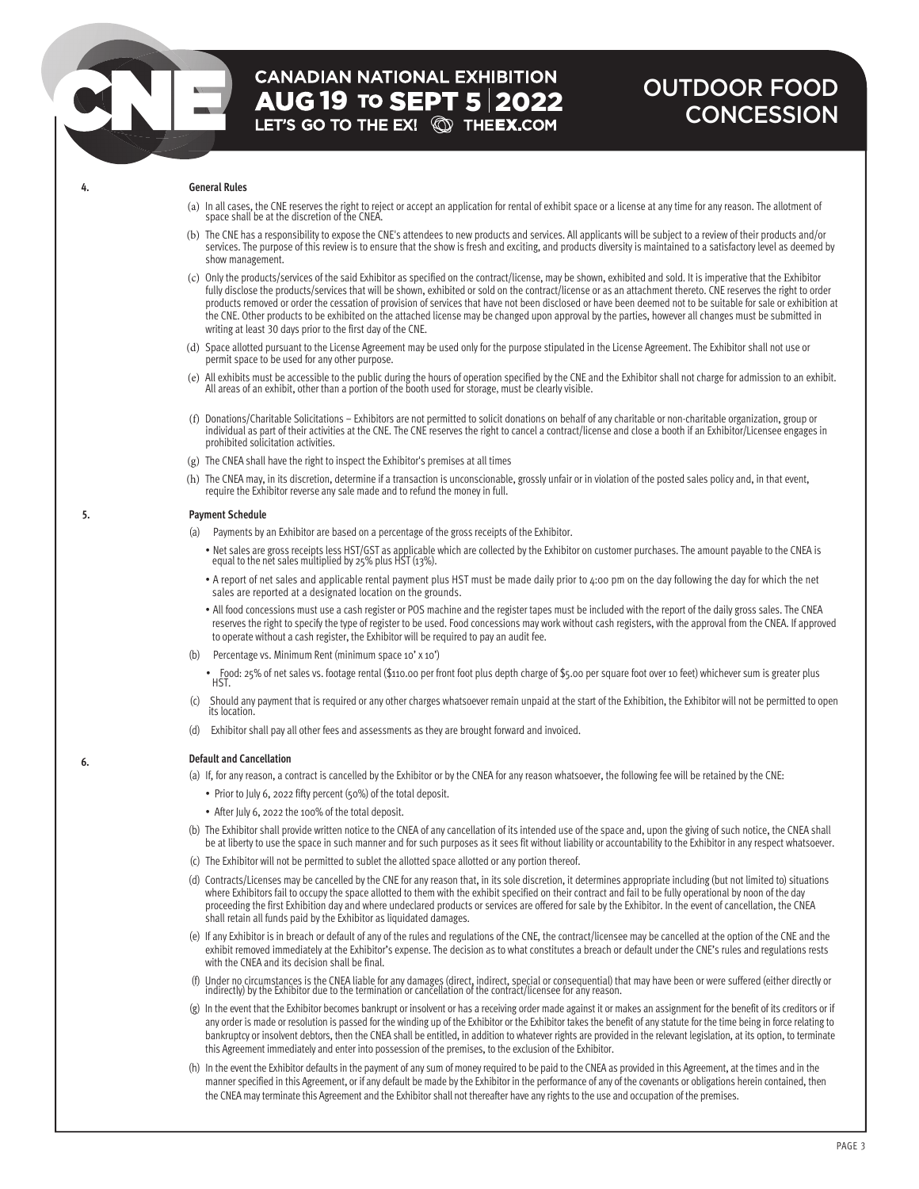## 4. General Rules

(a) In all cases, the CNE reserves the right to reject or accept an application for rental of exhibit space or a license at any time for any reason. The allotment of space shall be at the discretion of the CNEA.

(b) The CNE has a responsibility to expose the CNE's attendees to new products and services. All applicants will be subject to a review of their products and/or services. The purpose of this review is to ensure that the show is fresh and exciting, and products diversity is maintained to a satisfactory level as deemed by show management.

(c) Only the products/services of the said Exhibitor as specified on the contract/license, may be shown, exhibited and sold. It is imperative that the Exhibitor fully disclose the products/services that will be shown, exhibited or sold on the contract/license or as an attachment thereto. CNE reserves the right to order products removed or order the cessation of provision of services that have not been disclosed or have been deemed not to be suitable for sale or exhibition at the CNE. Other products to be exhibited on the attached license may be changed upon approval by the parties, however all changes must be submitted in writing at least 30 days prior to the first day of the CNE.

(d) Space allotted pursuant to the License Agreement may be used only for the purpose stipulated in the License Agreement. The Exhibitor shall not use or permit space to be used for any other purpose.

(e) All exhibits must be accessible to the public during the hours of operation specified by the CNE and the Exhibitor shall not charge for admission to an exhibit. All areas of an exhibit, other than a portion of the booth used for storage, must be clearly visible.

(f) Donations/Charitable Solicitations – Exhibitors are not permitted to solicit donations on behalf of any charitable or non-charitable organization, group or individual as part of their activities at the CNE. The CNE reserves the right to cancel a contract/license and close a booth if an Exhibitor/Licensee engages in prohibited solicitation activities.

(g) The CNEA shall have the right to inspect the Exhibitor's premises at all times

(h) The CNEA may, in its discretion, determine if a transaction is unconscionable, grossly unfair or in violation of the posted sales policy and, in that event, require the Exhibitor reverse any sale made and to refund the money in full.

## 5. Payment Schedule

(a) Payments by an Exhibitor are based on a percentage of the gross receipts of the Exhibitor.

- Net sales are gross receipts less HST/GST as applicable which are collected by the Exhibitor on customer purchases. The amount payable to the CNEA is equal to the net sales multiplied by 25% plus HST (13%).
- A report of net sales and applicable rental payment plus HST must be made daily prior to 4:00 pm on the day following the day for which the net sales are reported at a designated location on the grounds.
- All food concessions must use a cash register or POS machine and the register tapes must be included with the report of the daily gross sales. The CNEA reserves the right to specify the type of register to be used. Food concessions may work without cash registers, with the approval from the CNEA. If approved to operate without a cash register, the Exhibitor will be required to pay an audit fee.

(b) Percentage vs. Minimum Rent (minimum space 10' x 10')

- Food: 25% of net sales vs. footage rental ($110.00 per front foot plus depth charge of $5.00 per square foot over 10 feet) whichever sum is greater plus HST.

(c) Should any payment that is required or any other charges whatsoever remain unpaid at the start of the Exhibition, the Exhibitor will not be permitted to open its location.

(d) Exhibitor shall pay all other fees and assessments as they are brought forward and invoiced.

## 6. Default and Cancellation

(a) If, for any reason, a contract is cancelled by the Exhibitor or by the CNEA for any reason whatsoever, the following fee will be retained by the CNE:

- Prior to July 6, 2022 fifty percent (50%) of the total deposit.
- After July 6, 2022 the 100% of the total deposit.

(b) The Exhibitor shall provide written notice to the CNEA of any cancellation of its intended use of the space and, upon the giving of such notice, the CNEA shall be at liberty to use the space in such manner and for such purposes as it sees fit without liability or accountability to the Exhibitor in any respect whatsoever.

(c) The Exhibitor will not be permitted to sublet the allotted space allotted or any portion thereof.

(d) Contracts/Licenses may be cancelled by the CNE for any reason that, in its sole discretion, it determines appropriate including (but not limited to) situations where Exhibitors fail to occupy the space allotted to them with the exhibit specified on their contract and fail to be fully operational by noon of the day proceeding the first Exhibition day and where undeclared products or services are offered for sale by the Exhibitor. In the event of cancellation, the CNEA shall retain all funds paid by the Exhibitor as liquidated damages.

(e) If any Exhibitor is in breach or default of any of the rules and regulations of the CNE, the contract/licensee may be cancelled at the option of the CNE and the exhibit removed immediately at the Exhibitor's expense. The decision as to what constitutes a breach or default under the CNE's rules and regulations rests with the CNEA and its decision shall be final.

(f) Under no circumstances is the CNEA liable for any damages (direct, indirect, special or consequential) that may have been or were suffered (either directly or indirectly) by the Exhibitor due to the termination or cancellation of the contract/licensee for any reason.

(g) In the event that the Exhibitor becomes bankrupt or insolvent or has a receiving order made against it or makes an assignment for the benefit of its creditors or if any order is made or resolution is passed for the winding up of the Exhibitor or the Exhibitor takes the benefit of any statute for the time being in force relating to bankruptcy or insolvent debtors, then the CNEA shall be entitled, in addition to whatever rights are provided in the relevant legislation, at its option, to terminate this Agreement immediately and enter into possession of the premises, to the exclusion of the Exhibitor.

(h) In the event the Exhibitor defaults in the payment of any sum of money required to be paid to the CNEA as provided in this Agreement, at the times and in the manner specified in this Agreement, or if any default be made by the Exhibitor in the performance of any of the covenants or obligations herein contained, then the CNEA may terminate this Agreement and the Exhibitor shall not thereafter have any rights to the use and occupation of the premises.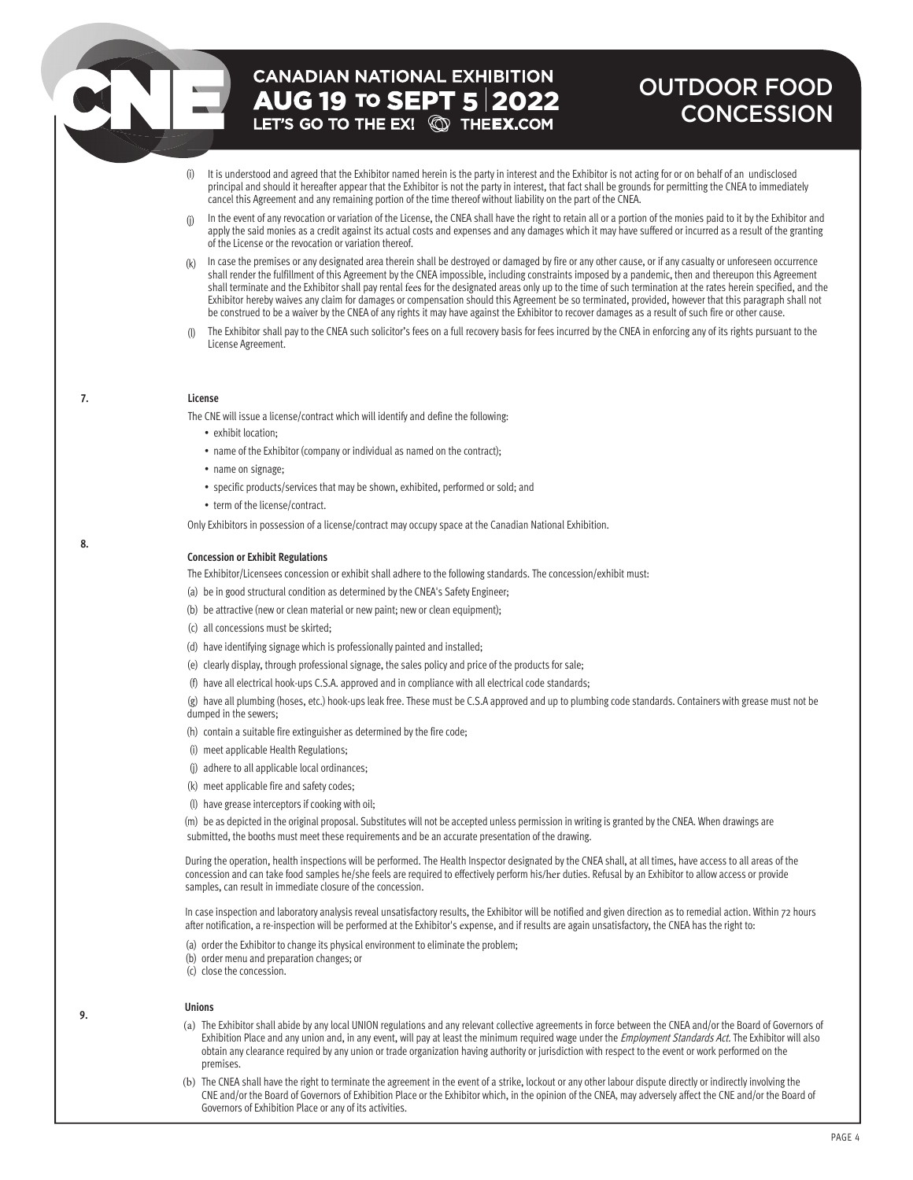(i) It is understood and agreed that the Exhibitor named herein is the party in interest and the Exhibitor is not acting for or on behalf of an undisclosed principal and should it hereafter appear that the Exhibitor is not the party in interest, that fact shall be grounds for permitting the CNEA to immediately cancel this Agreement and any remaining portion of the time thereof without liability on the part of the CNEA.

(j) In the event of any revocation or variation of the License, the CNEA shall have the right to retain all or a portion of the monies paid to it by the Exhibitor and apply the said monies as a credit against its actual costs and expenses and any damages which it may have suffered or incurred as a result of the granting of the License or the revocation or variation thereof.

(k) In case the premises or any designated area therein shall be destroyed or damaged by fire or any other cause, or if any casualty or unforeseen occurrence shall render the fulfillment of this Agreement by the CNEA impossible, including constraints imposed by a pandemic, then and thereupon this Agreement shall terminate and the Exhibitor shall pay rental fees for the designated areas only up to the time of such termination at the rates herein specified, and the Exhibitor hereby waives any claim for damages or compensation should this Agreement be so terminated, provided, however that this paragraph shall not be construed to be a waiver by the CNEA of any rights it may have against the Exhibitor to recover damages as a result of such fire or other cause.

(l) The Exhibitor shall pay to the CNEA such solicitor's fees on a full recovery basis for fees incurred by the CNEA in enforcing any of its rights pursuant to the License Agreement.

**7. License**

The CNE will issue a license/contract which will identify and define the following:

- exhibit location;
- name of the Exhibitor (company or individual as named on the contract);
- name on signage;
- specific products/services that may be shown, exhibited, performed or sold; and
- term of the license/contract.

Only Exhibitors in possession of a license/contract may occupy space at the Canadian National Exhibition.

**8. Concession or Exhibit Regulations**

The Exhibitor/Licensees concession or exhibit shall adhere to the following standards. The concession/exhibit must:

(a) be in good structural condition as determined by the CNEA's Safety Engineer;

(b) be attractive (new or clean material or new paint; new or clean equipment);

(c) all concessions must be skirted;

(d) have identifying signage which is professionally painted and installed;

(e) clearly display, through professional signage, the sales policy and price of the products for sale;

(f) have all electrical hook-ups C.S.A. approved and in compliance with all electrical code standards;

(g) have all plumbing (hoses, etc.) hook-ups leak free. These must be C.S.A approved and up to plumbing code standards. Containers with grease must not be dumped in the sewers;

(h) contain a suitable fire extinguisher as determined by the fire code;

(i) meet applicable Health Regulations;

(j) adhere to all applicable local ordinances;

(k) meet applicable fire and safety codes;

(l) have grease interceptors if cooking with oil;

(m) be as depicted in the original proposal. Substitutes will not be accepted unless permission in writing is granted by the CNEA. When drawings are submitted, the booths must meet these requirements and be an accurate presentation of the drawing.

During the operation, health inspections will be performed. The Health Inspector designated by the CNEA shall, at all times, have access to all areas of the concession and can take food samples he/she feels are required to effectively perform his/her duties. Refusal by an Exhibitor to allow access or provide samples, can result in immediate closure of the concession.

In case inspection and laboratory analysis reveal unsatisfactory results, the Exhibitor will be notified and given direction as to remedial action. Within 72 hours after notification, a re-inspection will be performed at the Exhibitor's expense, and if results are again unsatisfactory, the CNEA has the right to:

(a) order the Exhibitor to change its physical environment to eliminate the problem;
(b) order menu and preparation changes; or
(c) close the concession.

**9. Unions**

(a) The Exhibitor shall abide by any local UNION regulations and any relevant collective agreements in force between the CNEA and/or the Board of Governors of Exhibition Place and any union and, in any event, will pay at least the minimum required wage under the *Employment Standards Act*. The Exhibitor will also obtain any clearance required by any union or trade organization having authority or jurisdiction with respect to the event or work performed on the premises.

(b) The CNEA shall have the right to terminate the agreement in the event of a strike, lockout or any other labour dispute directly or indirectly involving the CNE and/or the Board of Governors of Exhibition Place or the Exhibitor which, in the opinion of the CNEA, may adversely affect the CNE and/or the Board of Governors of Exhibition Place or any of its activities.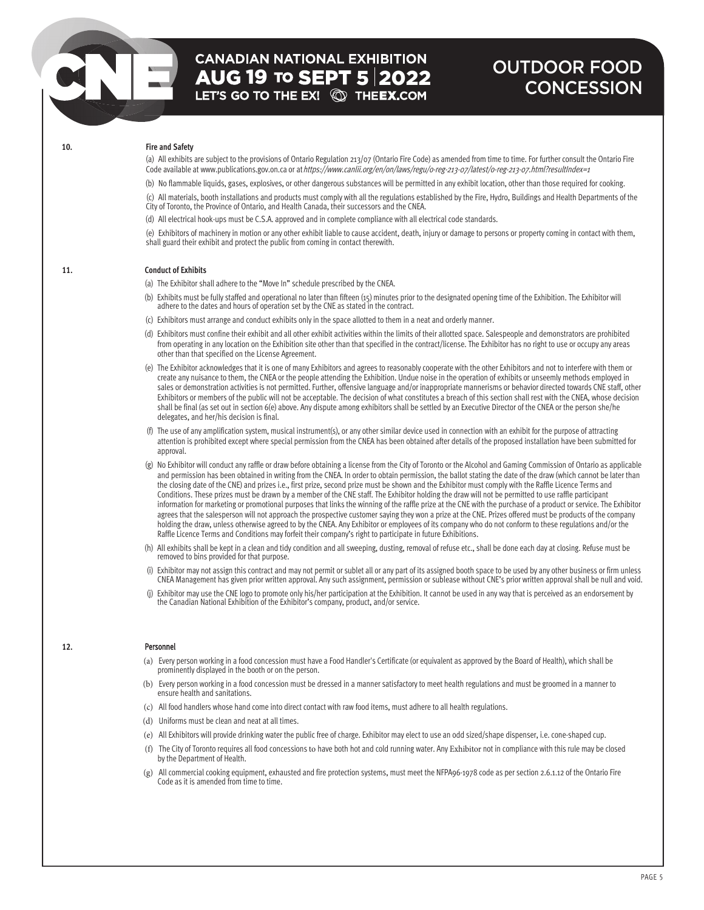## 10. Fire and Safety

(a) All exhibits are subject to the provisions of Ontario Regulation 213/07 (Ontario Fire Code) as amended from time to time. For further consult the Ontario Fire Code available at www.publications.gov.on.ca or at *https://www.canlii.org/en/on/laws/regu/o-reg-213-07/latest/o-reg-213-07.html?resultIndex=1*

(b) No flammable liquids, gases, explosives, or other dangerous substances will be permitted in any exhibit location, other than those required for cooking.

(c) All materials, booth installations and products must comply with all the regulations established by the Fire, Hydro, Buildings and Health Departments of the City of Toronto, the Province of Ontario, and Health Canada, their successors and the CNEA.

(d) All electrical hook-ups must be C.S.A. approved and in complete compliance with all electrical code standards.

(e) Exhibitors of machinery in motion or any other exhibit liable to cause accident, death, injury or damage to persons or property coming in contact with them, shall guard their exhibit and protect the public from coming in contact therewith.

## 11. Conduct of Exhibits

(a) The Exhibitor shall adhere to the "Move In" schedule prescribed by the CNEA.

(b) Exhibits must be fully staffed and operational no later than fifteen (15) minutes prior to the designated opening time of the Exhibition. The Exhibitor will adhere to the dates and hours of operation set by the CNE as stated in the contract.

(c) Exhibitors must arrange and conduct exhibits only in the space allotted to them in a neat and orderly manner.

(d) Exhibitors must confine their exhibit and all other exhibit activities within the limits of their allotted space. Salespeople and demonstrators are prohibited from operating in any location on the Exhibition site other than that specified in the contract/license. The Exhibitor has no right to use or occupy any areas other than that specified on the License Agreement.

(e) The Exhibitor acknowledges that it is one of many Exhibitors and agrees to reasonably cooperate with the other Exhibitors and not to interfere with them or create any nuisance to them, the CNEA or the people attending the Exhibition. Undue noise in the operation of exhibits or unseemly methods employed in sales or demonstration activities is not permitted. Further, offensive language and/or inappropriate mannerisms or behavior directed towards CNE staff, other Exhibitors or members of the public will not be acceptable. The decision of what constitutes a breach of this section shall rest with the CNEA, whose decision shall be final (as set out in section 6(e) above. Any dispute among exhibitors shall be settled by an Executive Director of the CNEA or the person she/he delegates, and her/his decision is final.

(f) The use of any amplification system, musical instrument(s), or any other similar device used in connection with an exhibit for the purpose of attracting attention is prohibited except where special permission from the CNEA has been obtained after details of the proposed installation have been submitted for approval.

(g) No Exhibitor will conduct any raffle or draw before obtaining a license from the City of Toronto or the Alcohol and Gaming Commission of Ontario as applicable and permission has been obtained in writing from the CNEA. In order to obtain permission, the ballot stating the date of the draw (which cannot be later than the closing date of the CNE) and prizes i.e., first prize, second prize must be shown and the Exhibitor must comply with the Raffle Licence Terms and Conditions. These prizes must be drawn by a member of the CNE staff. The Exhibitor holding the draw will not be permitted to use raffle participant information for marketing or promotional purposes that links the winning of the raffle prize at the CNE with the purchase of a product or service. The Exhibitor agrees that the salesperson will not approach the prospective customer saying they won a prize at the CNE. Prizes offered must be products of the company holding the draw, unless otherwise agreed to by the CNEA. Any Exhibitor or employees of its company who do not conform to these regulations and/or the Raffle Licence Terms and Conditions may forfeit their company's right to participate in future Exhibitions.

(h) All exhibits shall be kept in a clean and tidy condition and all sweeping, dusting, removal of refuse etc., shall be done each day at closing. Refuse must be removed to bins provided for that purpose.

(i) Exhibitor may not assign this contract and may not permit or sublet all or any part of its assigned booth space to be used by any other business or firm unless CNEA Management has given prior written approval. Any such assignment, permission or sublease without CNE's prior written approval shall be null and void.

(j) Exhibitor may use the CNE logo to promote only his/her participation at the Exhibition. It cannot be used in any way that is perceived as an endorsement by the Canadian National Exhibition of the Exhibitor's company, product, and/or service.

## 12. Personnel

(a) Every person working in a food concession must have a Food Handler's Certificate (or equivalent as approved by the Board of Health), which shall be prominently displayed in the booth or on the person.

(b) Every person working in a food concession must be dressed in a manner satisfactory to meet health regulations and must be groomed in a manner to ensure health and sanitations.

(c) All food handlers whose hand come into direct contact with raw food items, must adhere to all health regulations.

(d) Uniforms must be clean and neat at all times.

(e) All Exhibitors will provide drinking water the public free of charge. Exhibitor may elect to use an odd sized/shape dispenser, i.e. cone-shaped cup.

(f) The City of Toronto requires all food concessions to have both hot and cold running water. Any Exhibitor not in compliance with this rule may be closed by the Department of Health.

(g) All commercial cooking equipment, exhausted and fire protection systems, must meet the NFPA96-1978 code as per section 2.6.1.12 of the Ontario Fire Code as it is amended from time to time.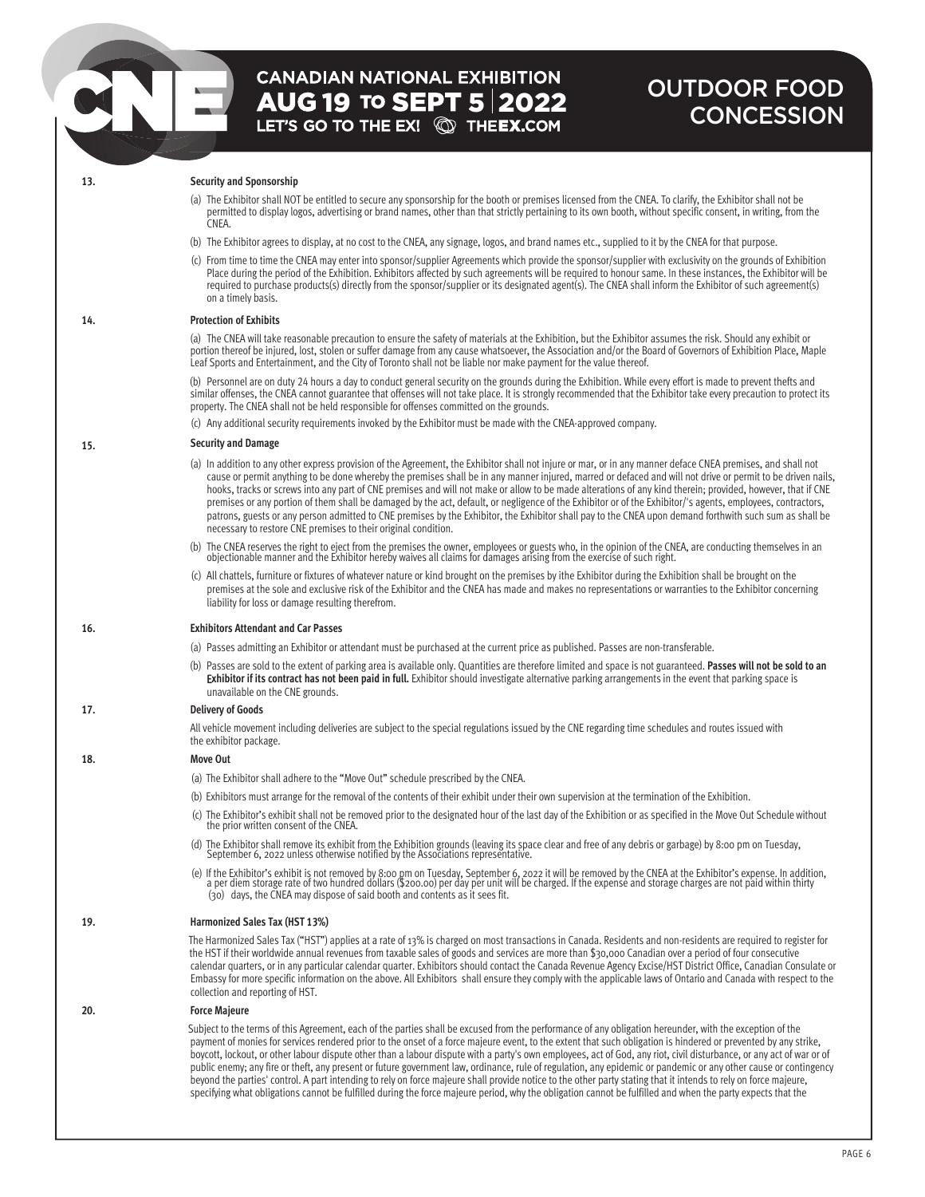13. **Security and Sponsorship**

(a) The Exhibitor shall NOT be entitled to secure any sponsorship for the booth or premises licensed from the CNEA. To clarify, the Exhibitor shall not be permitted to display logos, advertising or brand names, other than that strictly pertaining to its own booth, without specific consent, in writing, from the CNEA.

(b) The Exhibitor agrees to display, at no cost to the CNEA, any signage, logos, and brand names etc., supplied to it by the CNEA for that purpose.

(c) From time to time the CNEA may enter into sponsor/supplier Agreements which provide the sponsor/supplier with exclusivity on the grounds of Exhibition Place during the period of the Exhibition. Exhibitors affected by such agreements will be required to honour same. In these instances, the Exhibitor will be required to purchase products(s) directly from the sponsor/supplier or its designated agent(s). The CNEA shall inform the Exhibitor of such agreement(s) on a timely basis.

14. **Protection of Exhibits**

(a) The CNEA will take reasonable precaution to ensure the safety of materials at the Exhibition, but the Exhibitor assumes the risk. Should any exhibit or portion thereof be injured, lost, stolen or suffer damage from any cause whatsoever, the Association and/or the Board of Governors of Exhibition Place, Maple Leaf Sports and Entertainment, and the City of Toronto shall not be liable nor make payment for the value thereof.

(b) Personnel are on duty 24 hours a day to conduct general security on the grounds during the Exhibition. While every effort is made to prevent thefts and similar offenses, the CNEA cannot guarantee that offenses will not take place. It is strongly recommended that the Exhibitor take every precaution to protect its property. The CNEA shall not be held responsible for offenses committed on the grounds.

(c) Any additional security requirements invoked by the Exhibitor must be made with the CNEA-approved company.

15. **Security and Damage**

(a) In addition to any other express provision of the Agreement, the Exhibitor shall not injure or mar, or in any manner deface CNEA premises, and shall not cause or permit anything to be done whereby the premises shall be in any manner injured, marred or defaced and will not drive or permit to be driven nails, hooks, tracks or screws into any part of CNE premises and will not make or allow to be made alterations of any kind therein; provided, however, that if CNE premises or any portion of them shall be damaged by the act, default, or negligence of the Exhibitor or of the Exhibitor/'s agents, employees, contractors, patrons, guests or any person admitted to CNE premises by the Exhibitor, the Exhibitor shall pay to the CNEA upon demand forthwith such sum as shall be necessary to restore CNE premises to their original condition.

(b) The CNEA reserves the right to eject from the premises the owner, employees or guests who, in the opinion of the CNEA, are conducting themselves in an objectionable manner and the Exhibitor hereby waives all claims for damages arising from the exercise of such right.

(c) All chattels, furniture or fixtures of whatever nature or kind brought on the premises by ithe Exhibitor during the Exhibition shall be brought on the premises at the sole and exclusive risk of the Exhibitor and the CNEA has made and makes no representations or warranties to the Exhibitor concerning liability for loss or damage resulting therefrom.

16. **Exhibitors Attendant and Car Passes**

(a) Passes admitting an Exhibitor or attendant must be purchased at the current price as published. Passes are non-transferable.

(b) Passes are sold to the extent of parking area is available only. Quantities are therefore limited and space is not guaranteed. **Passes will not be sold to an Exhibitor if its contract has not been paid in full.** Exhibitor should investigate alternative parking arrangements in the event that parking space is unavailable on the CNE grounds.

17. **Delivery of Goods**

All vehicle movement including deliveries are subject to the special regulations issued by the CNE regarding time schedules and routes issued with the exhibitor package.

18. **Move Out**

(a) The Exhibitor shall adhere to the "Move Out" schedule prescribed by the CNEA.

(b) Exhibitors must arrange for the removal of the contents of their exhibit under their own supervision at the termination of the Exhibition.

(c) The Exhibitor's exhibit shall not be removed prior to the designated hour of the last day of the Exhibition or as specified in the Move Out Schedule without the prior written consent of the CNEA.

(d) The Exhibitor shall remove its exhibit from the Exhibition grounds (leaving its space clear and free of any debris or garbage) by 8:00 pm on Tuesday, September 6, 2022 unless otherwise notified by the Associations representative.

(e) If the Exhibitor's exhibit is not removed by 8:00 pm on Tuesday, September 6, 2022 it will be removed by the CNEA at the Exhibitor's expense. In addition, a per diem storage rate of two hundred dollars ($200.00) per day per unit will be charged. If the expense and storage charges are not paid within thirty (30) days, the CNEA may dispose of said booth and contents as it sees fit.

19. **Harmonized Sales Tax (HST 13%)**

The Harmonized Sales Tax ("HST") applies at a rate of 13% is charged on most transactions in Canada. Residents and non-residents are required to register for the HST if their worldwide annual revenues from taxable sales of goods and services are more than $30,000 Canadian over a period of four consecutive calendar quarters, or in any particular calendar quarter. Exhibitors should contact the Canada Revenue Agency Excise/HST District Office, Canadian Consulate or Embassy for more specific information on the above. All Exhibitors shall ensure they comply with the applicable laws of Ontario and Canada with respect to the collection and reporting of HST.

20. **Force Majeure**

Subject to the terms of this Agreement, each of the parties shall be excused from the performance of any obligation hereunder, with the exception of the payment of monies for services rendered prior to the onset of a force majeure event, to the extent that such obligation is hindered or prevented by any strike, boycott, lockout, or other labour dispute other than a labour dispute with a party's own employees, act of God, any riot, civil disturbance, or any act of war or of public enemy; any fire or theft, any present or future government law, ordinance, rule of regulation, any epidemic or pandemic or any other cause or contingency beyond the parties' control. A part intending to rely on force majeure shall provide notice to the other party stating that it intends to rely on force majeure, specifying what obligations cannot be fulfilled during the force majeure period, why the obligation cannot be fulfilled and when the party expects that the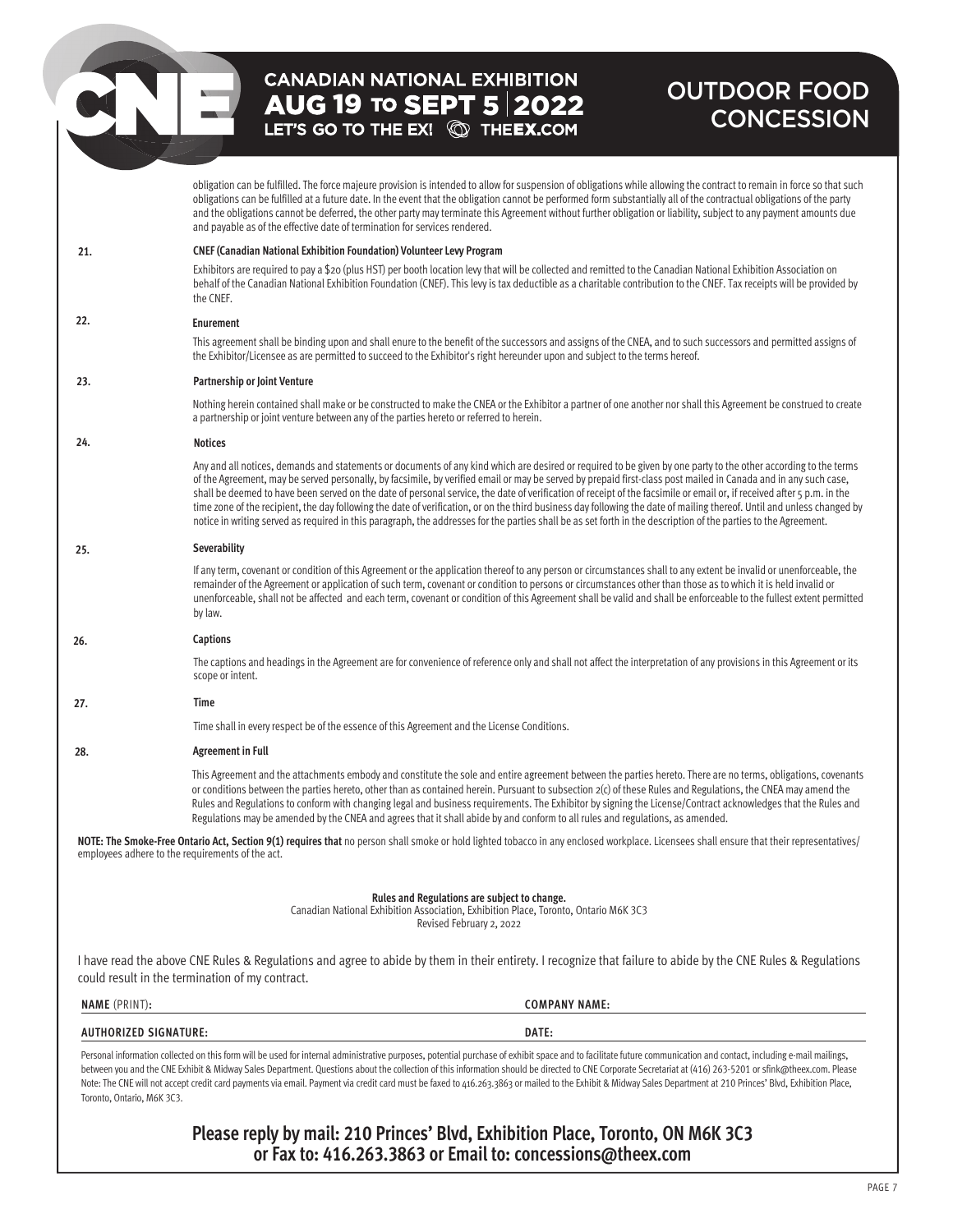obligation can be fulfilled. The force majeure provision is intended to allow for suspension of obligations while allowing the contract to remain in force so that such obligations can be fulfilled at a future date. In the event that the obligation cannot be performed form substantially all of the contractual obligations of the party and the obligations cannot be deferred, the other party may terminate this Agreement without further obligation or liability, subject to any payment amounts due and payable as of the effective date of termination for services rendered.

**21. CNEF (Canadian National Exhibition Foundation) Volunteer Levy Program**

Exhibitors are required to pay a $20 (plus HST) per booth location levy that will be collected and remitted to the Canadian National Exhibition Association on behalf of the Canadian National Exhibition Foundation (CNEF). This levy is tax deductible as a charitable contribution to the CNEF. Tax receipts will be provided by the CNEF.

**22. Enurement**

This agreement shall be binding upon and shall enure to the benefit of the successors and assigns of the CNEA, and to such successors and permitted assigns of the Exhibitor/Licensee as are permitted to succeed to the Exhibitor's right hereunder upon and subject to the terms hereof.

**23. Partnership or Joint Venture**

Nothing herein contained shall make or be constructed to make the CNEA or the Exhibitor a partner of one another nor shall this Agreement be construed to create a partnership or joint venture between any of the parties hereto or referred to herein.

**24. Notices**

Any and all notices, demands and statements or documents of any kind which are desired or required to be given by one party to the other according to the terms of the Agreement, may be served personally, by facsimile, by verified email or may be served by prepaid first-class post mailed in Canada and in any such case, shall be deemed to have been served on the date of personal service, the date of verification of receipt of the facsimile or email or, if received after 5 p.m. in the time zone of the recipient, the day following the date of verification, or on the third business day following the date of mailing thereof. Until and unless changed by notice in writing served as required in this paragraph, the addresses for the parties shall be as set forth in the description of the parties to the Agreement.

**25. Severability**

If any term, covenant or condition of this Agreement or the application thereof to any person or circumstances shall to any extent be invalid or unenforceable, the remainder of the Agreement or application of such term, covenant or condition to persons or circumstances other than those as to which it is held invalid or unenforceable, shall not be affected and each term, covenant or condition of this Agreement shall be valid and shall be enforceable to the fullest extent permitted by law.

**26. Captions**

The captions and headings in the Agreement are for convenience of reference only and shall not affect the interpretation of any provisions in this Agreement or its scope or intent.

**27. Time**

Time shall in every respect be of the essence of this Agreement and the License Conditions.

**28. Agreement in Full**

This Agreement and the attachments embody and constitute the sole and entire agreement between the parties hereto. There are no terms, obligations, covenants or conditions between the parties hereto, other than as contained herein. Pursuant to subsection 2(c) of these Rules and Regulations, the CNEA may amend the Rules and Regulations to conform with changing legal and business requirements. The Exhibitor by signing the License/Contract acknowledges that the Rules and Regulations may be amended by the CNEA and agrees that it shall abide by and conform to all rules and regulations, as amended.

**NOTE: The Smoke-Free Ontario Act, Section 9(1) requires that** no person shall smoke or hold lighted tobacco in any enclosed workplace. Licensees shall ensure that their representatives/ employees adhere to the requirements of the act.

**Rules and Regulations are subject to change.**
Canadian National Exhibition Association, Exhibition Place, Toronto, Ontario M6K 3C3
Revised February 2, 2022

I have read the above CNE Rules & Regulations and agree to abide by them in their entirety. I recognize that failure to abide by the CNE Rules & Regulations could result in the termination of my contract.

| | |
|---|---|
| **NAME** (PRINT): | **COMPANY NAME:** |
| **AUTHORIZED SIGNATURE:** | **DATE:** |

Personal information collected on this form will be used for internal administrative purposes, potential purchase of exhibit space and to facilitate future communication and contact, including e-mail mailings, between you and the CNE Exhibit & Midway Sales Department. Questions about the collection of this information should be directed to CNE Corporate Secretariat at (416) 263-5201 or sfink@theex.com. Please Note: The CNE will not accept credit card payments via email. Payment via credit card must be faxed to 416.263.3863 or mailed to the Exhibit & Midway Sales Department at 210 Princes' Blvd, Exhibition Place, Toronto, Ontario, M6K 3C3.

**Please reply by mail: 210 Princes' Blvd, Exhibition Place, Toronto, ON M6K 3C3**
**or Fax to: 416.263.3863 or Email to: concessions@theex.com**